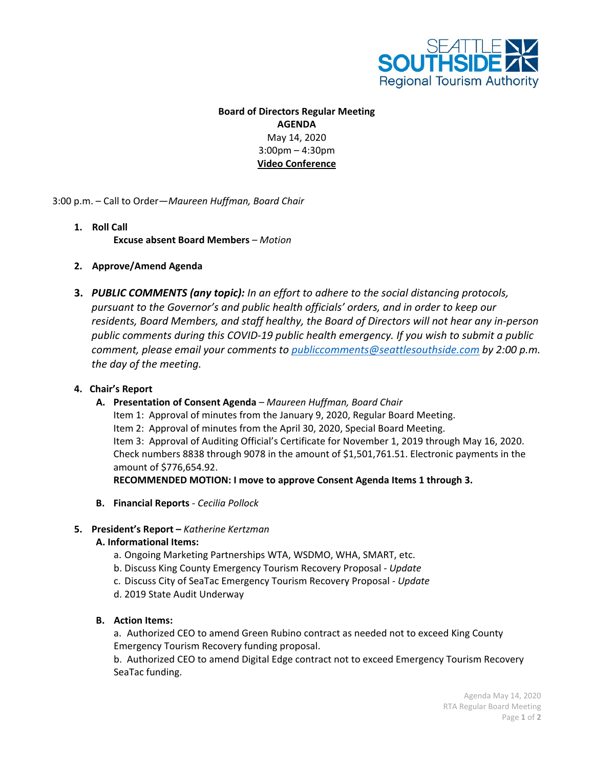**Board of Directors Regular Meeting**
**AGENDA**
May 14, 2020
3:00pm – 4:30pm
**Video Conference**

3:00 p.m. – Call to Order—*Maureen Huffman, Board Chair*

1. **Roll Call**
   **Excuse absent Board Members** – *Motion*

2. **Approve/Amend Agenda**

3. ***PUBLIC COMMENTS (any topic):*** *In an effort to adhere to the social distancing protocols, pursuant to the Governor's and public health officials' orders, and in order to keep our residents, Board Members, and staff healthy, the Board of Directors will not hear any in-person public comments during this COVID-19 public health emergency. If you wish to submit a public comment, please email your comments to [publiccomments@seattlesouthside.com](mailto:publiccomments@seattlesouthside.com) by 2:00 p.m. the day of the meeting.*

4. **Chair's Report**
   - **A. Presentation of Consent Agenda** – *Maureen Huffman, Board Chair*
     Item 1: Approval of minutes from the January 9, 2020, Regular Board Meeting.
     Item 2: Approval of minutes from the April 30, 2020, Special Board Meeting.
     Item 3: Approval of Auditing Official's Certificate for November 1, 2019 through May 16, 2020. Check numbers 8838 through 9078 in the amount of $1,501,761.51. Electronic payments in the amount of $776,654.92.
     **RECOMMENDED MOTION: I move to approve Consent Agenda Items 1 through 3.**
   - **B. Financial Reports** - *Cecilia Pollock*

5. **President's Report –** *Katherine Kertzman*
   - **A. Informational Items:**
     - a. Ongoing Marketing Partnerships WTA, WSDMO, WHA, SMART, etc.
     - b. Discuss King County Emergency Tourism Recovery Proposal - *Update*
     - c. Discuss City of SeaTac Emergency Tourism Recovery Proposal - *Update*
     - d. 2019 State Audit Underway
   - **B. Action Items:**
     - a. Authorized CEO to amend Green Rubino contract as needed not to exceed King County Emergency Tourism Recovery funding proposal.
     - b. Authorized CEO to amend Digital Edge contract not to exceed Emergency Tourism Recovery SeaTac funding.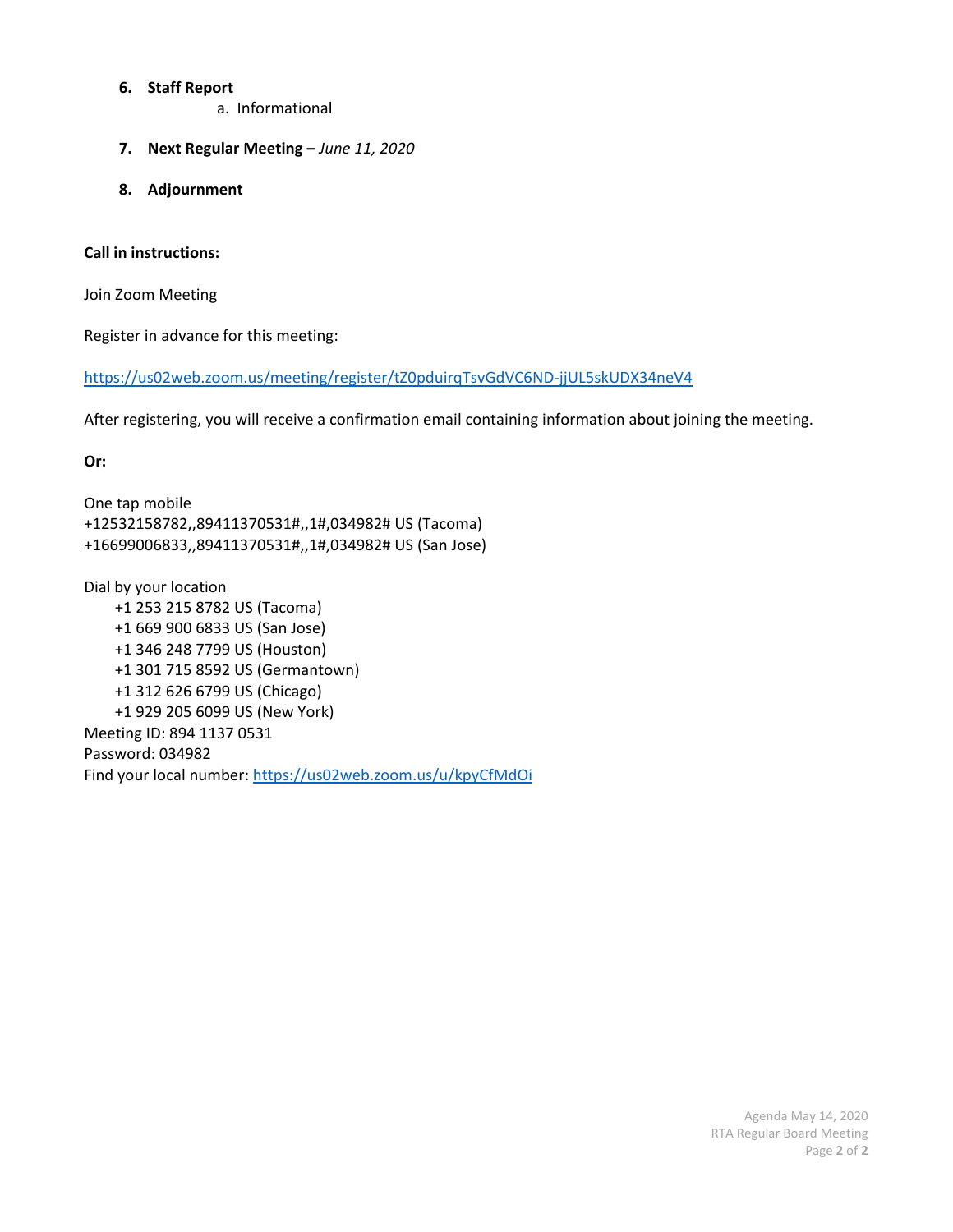6. **Staff Report**
    a. Informational

7. **Next Regular Meeting –** *June 11, 2020*

8. **Adjournment**

**Call in instructions:**

Join Zoom Meeting

Register in advance for this meeting:

https://us02web.zoom.us/meeting/register/tZ0pduirqTsvGdVC6ND-jjUL5skUDX34neV4

After registering, you will receive a confirmation email containing information about joining the meeting.

**Or:**

One tap mobile
+12532158782,,89411370531#,,1#,034982# US (Tacoma)
+16699006833,,89411370531#,,1#,034982# US (San Jose)

Dial by your location
 +1 253 215 8782 US (Tacoma)
 +1 669 900 6833 US (San Jose)
 +1 346 248 7799 US (Houston)
 +1 301 715 8592 US (Germantown)
 +1 312 626 6799 US (Chicago)
 +1 929 205 6099 US (New York)
Meeting ID: 894 1137 0531
Password: 034982
Find your local number: https://us02web.zoom.us/u/kpyCfMdOi